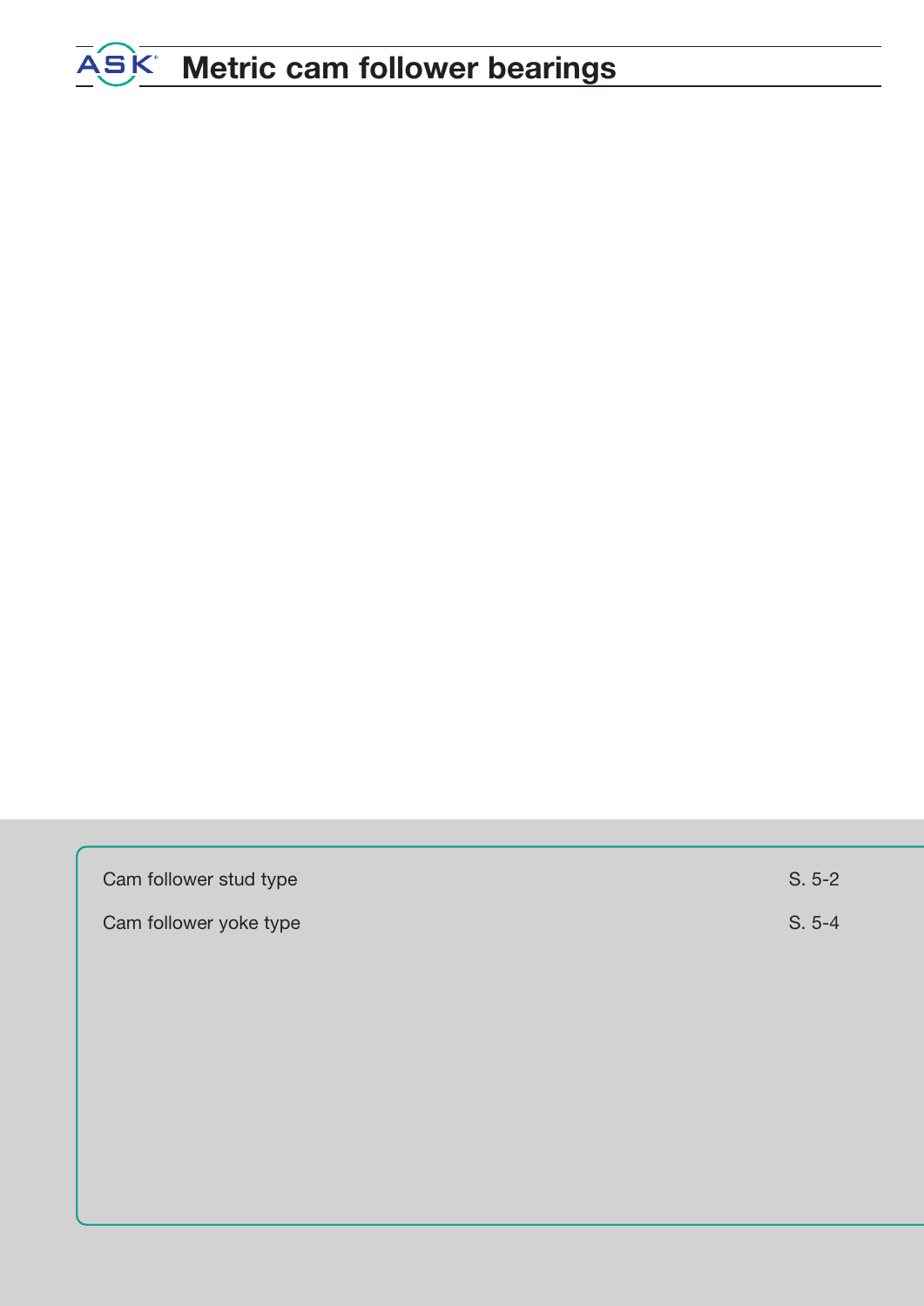# Metric cam follower bearings

| | |
|---|---|
| Cam follower stud type | S. 5-2 |
| Cam follower yoke type | S. 5-4 |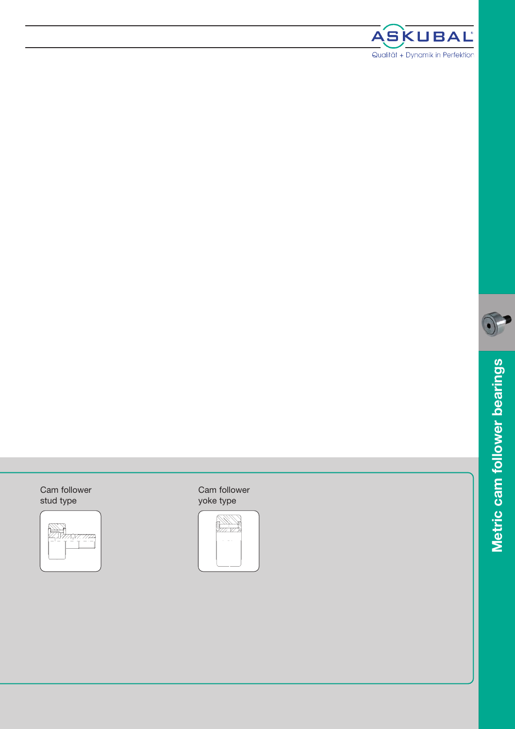Cam follower
stud type

Cam follower
yoke type

Metric cam follower bearings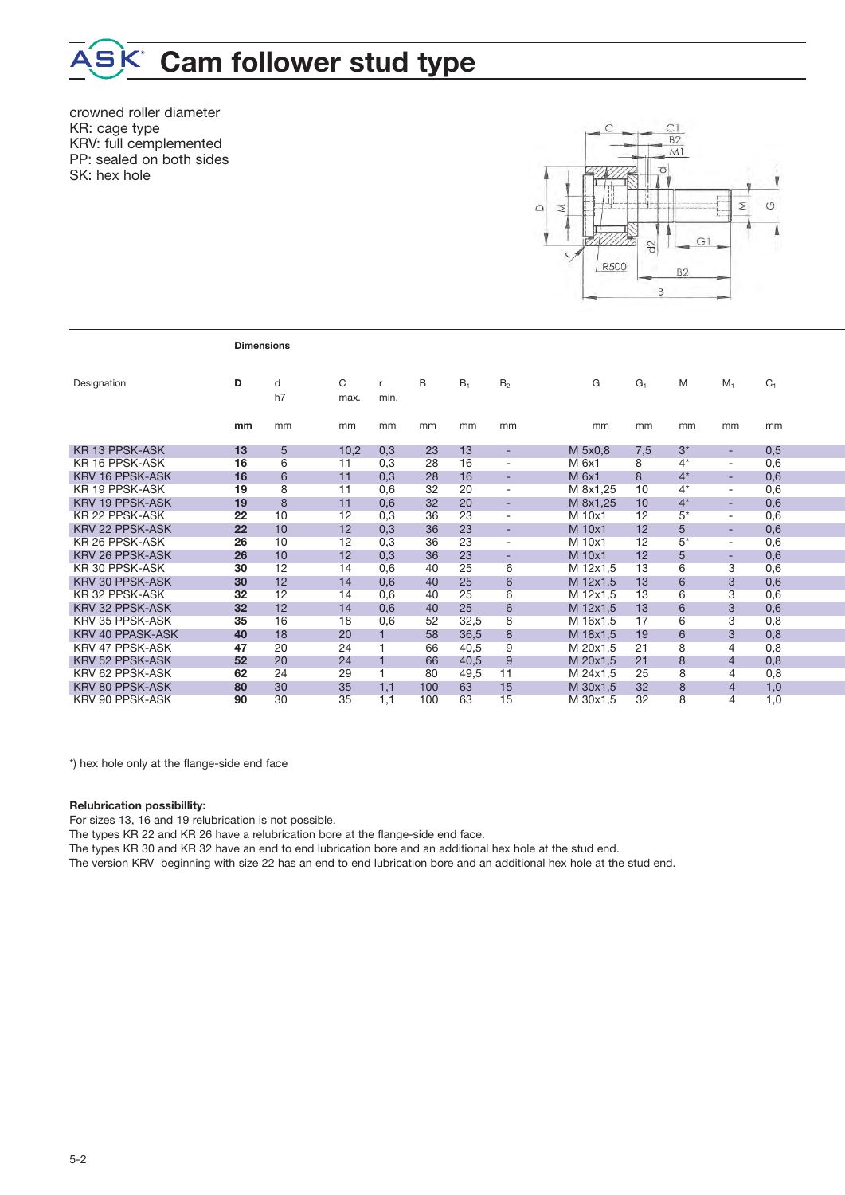# ASK Cam follower stud type

crowned roller diameter
KR: cage type
KRV: full cemplemented
PP: sealed on both sides
SK: hex hole

| Designation | D | d h7 | C max. | r min. | B | $B_1$ | $B_2$ | G | $G_1$ | M | $M_1$ | $C_1$ |
|---|---|---|---|---|---|---|---|---|---|---|---|---|
| | **Dimensions** | | | | | | | | | | | |
| | **mm** | mm | mm | mm | mm | mm | mm | mm | mm | mm | mm | mm |
| KR 13 PPSK-ASK | **13** | 5 | 10,2 | 0,3 | 23 | 13 | - | M 5x0,8 | 7,5 | 3* | - | 0,5 |
| KR 16 PPSK-ASK | **16** | 6 | 11 | 0,3 | 28 | 16 | - | M 6x1 | 8 | 4* | - | 0,6 |
| KRV 16 PPSK-ASK | **16** | 6 | 11 | 0,3 | 28 | 16 | - | M 6x1 | 8 | 4* | - | 0,6 |
| KR 19 PPSK-ASK | **19** | 8 | 11 | 0,6 | 32 | 20 | - | M 8x1,25 | 10 | 4* | - | 0,6 |
| KRV 19 PPSK-ASK | **19** | 8 | 11 | 0,6 | 32 | 20 | - | M 8x1,25 | 10 | 4* | - | 0,6 |
| KR 22 PPSK-ASK | **22** | 10 | 12 | 0,3 | 36 | 23 | - | M 10x1 | 12 | 5* | - | 0,6 |
| KRV 22 PPSK-ASK | **22** | 10 | 12 | 0,3 | 36 | 23 | - | M 10x1 | 12 | 5 | - | 0,6 |
| KR 26 PPSK-ASK | **26** | 10 | 12 | 0,3 | 36 | 23 | - | M 10x1 | 12 | 5* | - | 0,6 |
| KRV 26 PPSK-ASK | **26** | 10 | 12 | 0,3 | 36 | 23 | - | M 10x1 | 12 | 5 | - | 0,6 |
| KR 30 PPSK-ASK | **30** | 12 | 14 | 0,6 | 40 | 25 | 6 | M 12x1,5 | 13 | 6 | 3 | 0,6 |
| KRV 30 PPSK-ASK | **30** | 12 | 14 | 0,6 | 40 | 25 | 6 | M 12x1,5 | 13 | 6 | 3 | 0,6 |
| KR 32 PPSK-ASK | **32** | 12 | 14 | 0,6 | 40 | 25 | 6 | M 12x1,5 | 13 | 6 | 3 | 0,6 |
| KRV 32 PPSK-ASK | **32** | 12 | 14 | 0,6 | 40 | 25 | 6 | M 12x1,5 | 13 | 6 | 3 | 0,6 |
| KRV 35 PPSK-ASK | **35** | 16 | 18 | 0,6 | 52 | 32,5 | 8 | M 16x1,5 | 17 | 6 | 3 | 0,8 |
| KRV 40 PPASK-ASK | **40** | 18 | 20 | 1 | 58 | 36,5 | 8 | M 18x1,5 | 19 | 6 | 3 | 0,8 |
| KRV 47 PPSK-ASK | **47** | 20 | 24 | 1 | 66 | 40,5 | 9 | M 20x1,5 | 21 | 8 | 4 | 0,8 |
| KRV 52 PPSK-ASK | **52** | 20 | 24 | 1 | 66 | 40,5 | 9 | M 20x1,5 | 21 | 8 | 4 | 0,8 |
| KRV 62 PPSK-ASK | **62** | 24 | 29 | 1 | 80 | 49,5 | 11 | M 24x1,5 | 25 | 8 | 4 | 0,8 |
| KRV 80 PPSK-ASK | **80** | 30 | 35 | 1,1 | 100 | 63 | 15 | M 30x1,5 | 32 | 8 | 4 | 1,0 |
| KRV 90 PPSK-ASK | **90** | 30 | 35 | 1,1 | 100 | 63 | 15 | M 30x1,5 | 32 | 8 | 4 | 1,0 |

*) hex hole only at the flange-side end face

**Relubrication possibillity:**
For sizes 13, 16 and 19 relubrication is not possible.
The types KR 22 and KR 26 have a relubrication bore at the flange-side end face.
The types KR 30 and KR 32 have an end to end lubrication bore and an additional hex hole at the stud end.
The version KRV beginning with size 22 has an end to end lubrication bore and an additional hex hole at the stud end.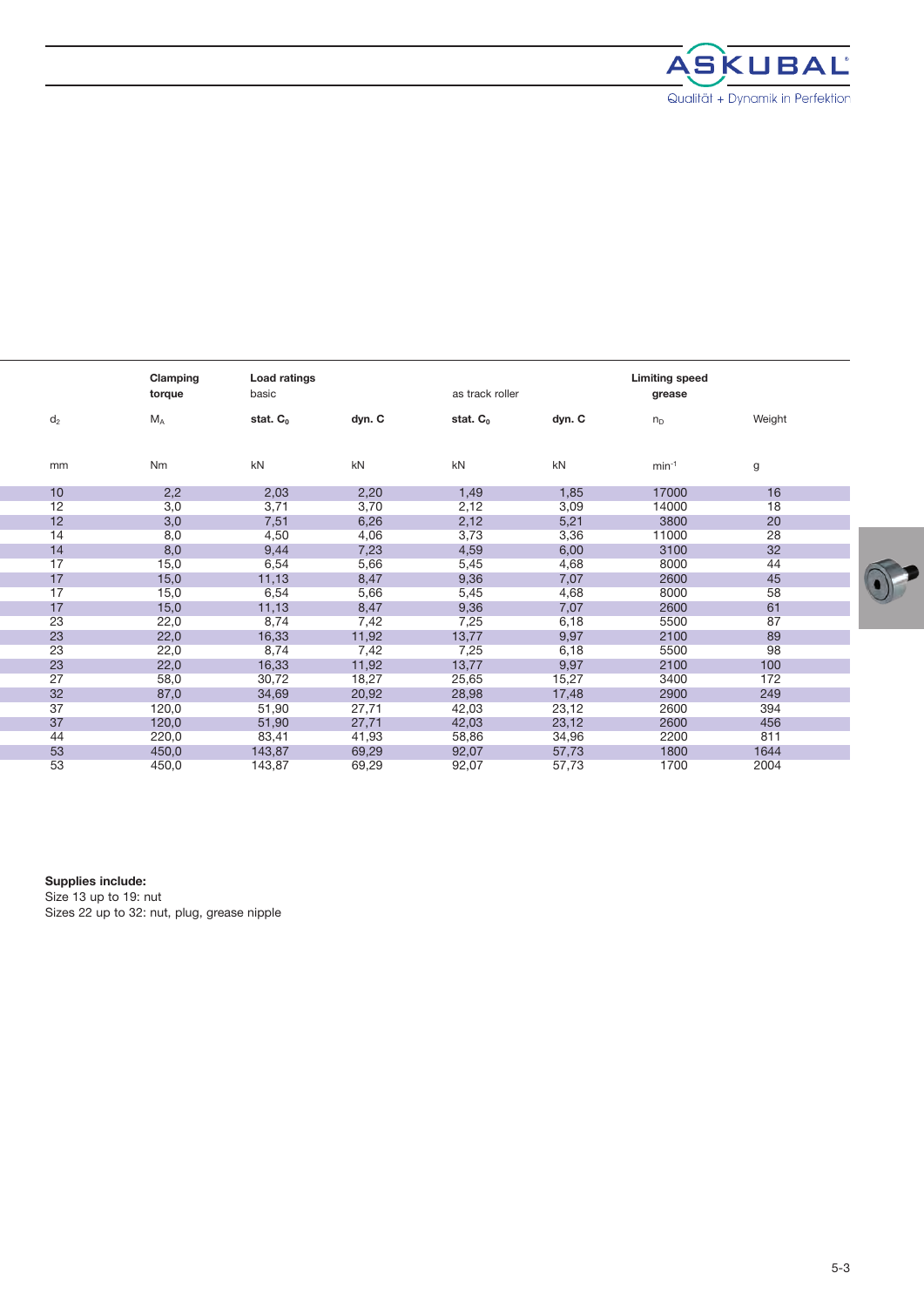| | Clamping torque | Load ratings basic | | as track roller | | Limiting speed grease | |
|---|---|---|---|---|---|---|---|
| $d_2$ | $M_A$ | stat. $C_0$ | dyn. C | stat. $C_0$ | dyn. C | $n_D$ | Weight |
| mm | Nm | kN | kN | kN | kN | $min^{-1}$ | g |
| 10 | 2,2 | 2,03 | 2,20 | 1,49 | 1,85 | 17000 | 16 |
| 12 | 3,0 | 3,71 | 3,70 | 2,12 | 3,09 | 14000 | 18 |
| 12 | 3,0 | 7,51 | 6,26 | 2,12 | 5,21 | 3800 | 20 |
| 14 | 8,0 | 4,50 | 4,06 | 3,73 | 3,36 | 11000 | 28 |
| 14 | 8,0 | 9,44 | 7,23 | 4,59 | 6,00 | 3100 | 32 |
| 17 | 15,0 | 6,54 | 5,66 | 5,45 | 4,68 | 8000 | 44 |
| 17 | 15,0 | 11,13 | 8,47 | 9,36 | 7,07 | 2600 | 45 |
| 17 | 15,0 | 6,54 | 5,66 | 5,45 | 4,68 | 8000 | 58 |
| 17 | 15,0 | 11,13 | 8,47 | 9,36 | 7,07 | 2600 | 61 |
| 23 | 22,0 | 8,74 | 7,42 | 7,25 | 6,18 | 5500 | 87 |
| 23 | 22,0 | 16,33 | 11,92 | 13,77 | 9,97 | 2100 | 89 |
| 23 | 22,0 | 8,74 | 7,42 | 7,25 | 6,18 | 5500 | 98 |
| 23 | 22,0 | 16,33 | 11,92 | 13,77 | 9,97 | 2100 | 100 |
| 27 | 58,0 | 30,72 | 18,27 | 25,65 | 15,27 | 3400 | 172 |
| 32 | 87,0 | 34,69 | 20,92 | 28,98 | 17,48 | 2900 | 249 |
| 37 | 120,0 | 51,90 | 27,71 | 42,03 | 23,12 | 2600 | 394 |
| 37 | 120,0 | 51,90 | 27,71 | 42,03 | 23,12 | 2600 | 456 |
| 44 | 220,0 | 83,41 | 41,93 | 58,86 | 34,96 | 2200 | 811 |
| 53 | 450,0 | 143,87 | 69,29 | 92,07 | 57,73 | 1800 | 1644 |
| 53 | 450,0 | 143,87 | 69,29 | 92,07 | 57,73 | 1700 | 2004 |

**Supplies include:**
Size 13 up to 19: nut
Sizes 22 up to 32: nut, plug, grease nipple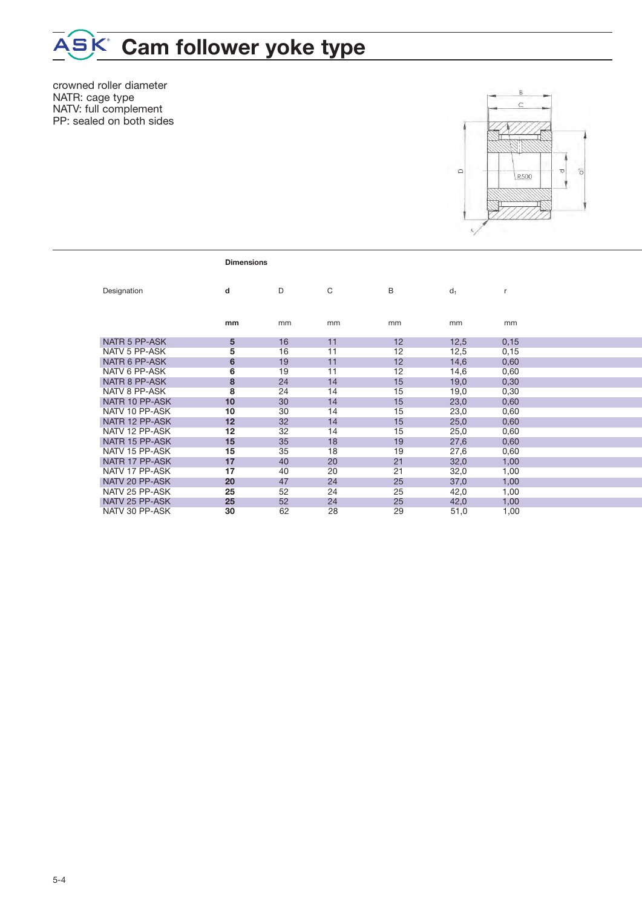# Cam follower yoke type

crowned roller diameter
NATR: cage type
NATV: full complement
PP: sealed on both sides

| Designation | Dimensions | | | | | |
|---|---|---|---|---|---|---|
| | d | D | C | B | $d_1$ | r |
| | mm | mm | mm | mm | mm | mm |
| NATR 5 PP-ASK | 5 | 16 | 11 | 12 | 12,5 | 0,15 |
| NATV 5 PP-ASK | 5 | 16 | 11 | 12 | 12,5 | 0,15 |
| NATR 6 PP-ASK | 6 | 19 | 11 | 12 | 14,6 | 0,60 |
| NATV 6 PP-ASK | 6 | 19 | 11 | 12 | 14,6 | 0,60 |
| NATR 8 PP-ASK | 8 | 24 | 14 | 15 | 19,0 | 0,30 |
| NATV 8 PP-ASK | 8 | 24 | 14 | 15 | 19,0 | 0,30 |
| NATR 10 PP-ASK | 10 | 30 | 14 | 15 | 23,0 | 0,60 |
| NATV 10 PP-ASK | 10 | 30 | 14 | 15 | 23,0 | 0,60 |
| NATR 12 PP-ASK | 12 | 32 | 14 | 15 | 25,0 | 0,60 |
| NATV 12 PP-ASK | 12 | 32 | 14 | 15 | 25,0 | 0,60 |
| NATR 15 PP-ASK | 15 | 35 | 18 | 19 | 27,6 | 0,60 |
| NATV 15 PP-ASK | 15 | 35 | 18 | 19 | 27,6 | 0,60 |
| NATR 17 PP-ASK | 17 | 40 | 20 | 21 | 32,0 | 1,00 |
| NATV 17 PP-ASK | 17 | 40 | 20 | 21 | 32,0 | 1,00 |
| NATV 20 PP-ASK | 20 | 47 | 24 | 25 | 37,0 | 1,00 |
| NATV 25 PP-ASK | 25 | 52 | 24 | 25 | 42,0 | 1,00 |
| NATV 25 PP-ASK | 25 | 52 | 24 | 25 | 42,0 | 1,00 |
| NATV 30 PP-ASK | 30 | 62 | 28 | 29 | 51,0 | 1,00 |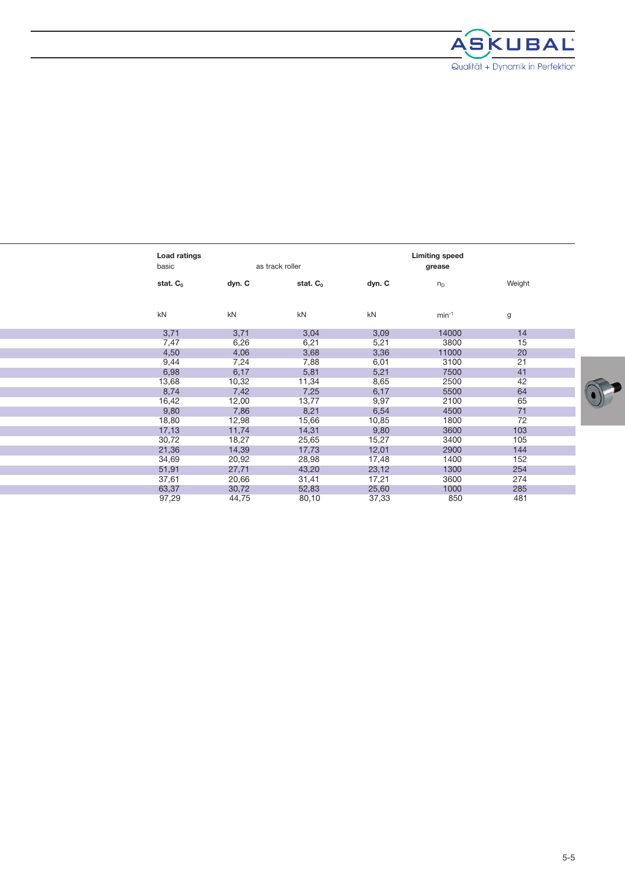| Load ratings basic | | as track roller | | Limiting speed grease | Weight |
|---|---|---|---|---|---|
| stat. $C_0$ | dyn. C | stat. $C_0$ | dyn. C | $n_D$ | |
| kN | kN | kN | kN | $min^{-1}$ | g |
| 3,71 | 3,71 | 3,04 | 3,09 | 14000 | 14 |
| 7,47 | 6,26 | 6,21 | 5,21 | 3800 | 15 |
| 4,50 | 4,06 | 3,68 | 3,36 | 11000 | 20 |
| 9,44 | 7,24 | 7,88 | 6,01 | 3100 | 21 |
| 6,98 | 6,17 | 5,81 | 5,21 | 7500 | 41 |
| 13,68 | 10,32 | 11,34 | 8,65 | 2500 | 42 |
| 8,74 | 7,42 | 7,25 | 6,17 | 5500 | 64 |
| 16,42 | 12,00 | 13,77 | 9,97 | 2100 | 65 |
| 9,80 | 7,86 | 8,21 | 6,54 | 4500 | 71 |
| 18,80 | 12,98 | 15,66 | 10,85 | 1800 | 72 |
| 17,13 | 11,74 | 14,31 | 9,80 | 3600 | 103 |
| 30,72 | 18,27 | 25,65 | 15,27 | 3400 | 105 |
| 21,36 | 14,39 | 17,73 | 12,01 | 2900 | 144 |
| 34,69 | 20,92 | 28,98 | 17,48 | 1400 | 152 |
| 51,91 | 27,71 | 43,20 | 23,12 | 1300 | 254 |
| 37,61 | 20,66 | 31,41 | 17,21 | 3600 | 274 |
| 63,37 | 30,72 | 52,83 | 25,60 | 1000 | 285 |
| 97,29 | 44,75 | 80,10 | 37,33 | 850 | 481 |